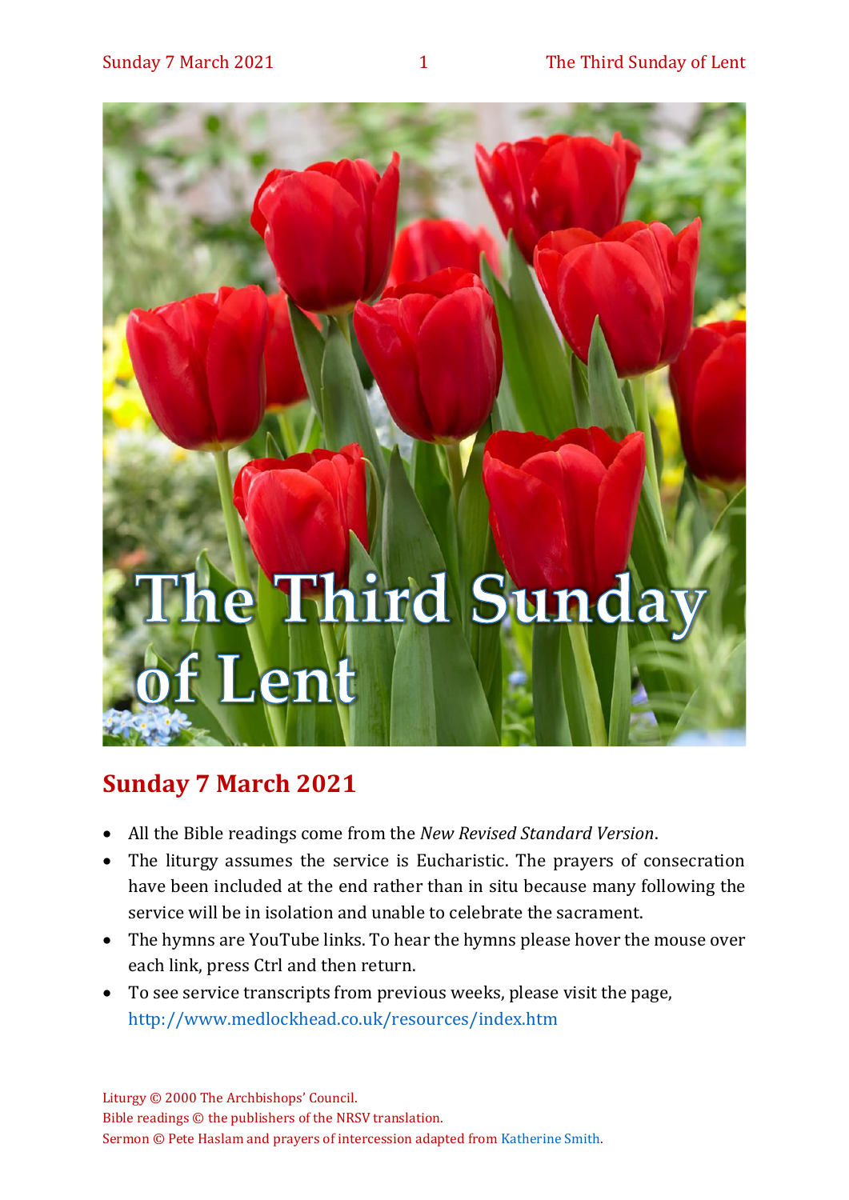# The Third Sunday of Lent

## Sunday 7 March 2021

- All the Bible readings come from the *New Revised Standard Version*.
- The liturgy assumes the service is Eucharistic. The prayers of consecration have been included at the end rather than in situ because many following the service will be in isolation and unable to celebrate the sacrament.
- The hymns are YouTube links. To hear the hymns please hover the mouse over each link, press Ctrl and then return.
- To see service transcripts from previous weeks, please visit the page, http://www.medlockhead.co.uk/resources/index.htm

Liturgy © 2000 The Archbishops' Council.
Bible readings © the publishers of the NRSV translation.
Sermon © Pete Haslam and prayers of intercession adapted from Katherine Smith.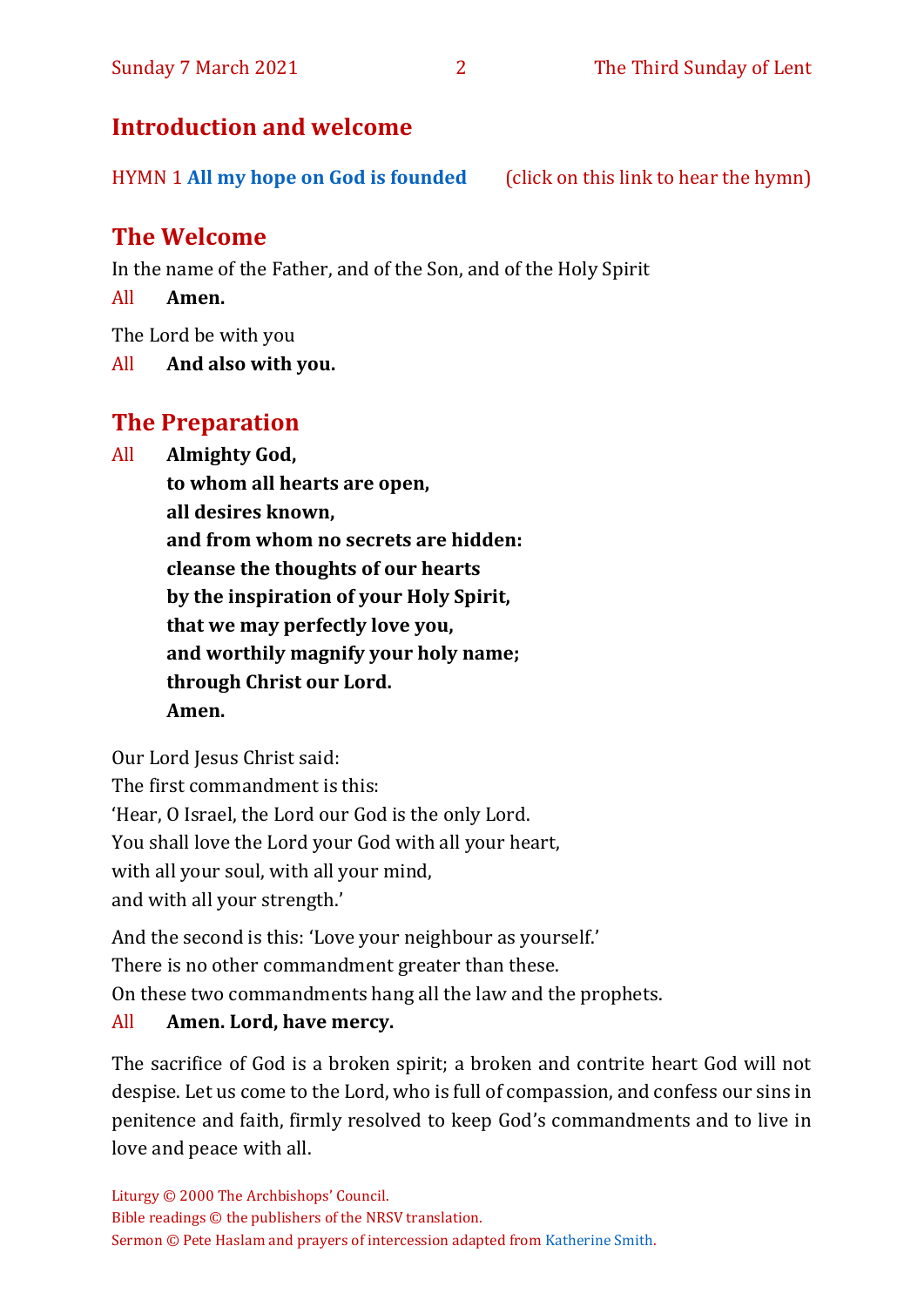## Introduction and welcome

HYMN 1 **All my hope on God is founded** (click on this link to hear the hymn)

## The Welcome

In the name of the Father, and of the Son, and of the Holy Spirit

All **Amen.**

The Lord be with you

All **And also with you.**

## The Preparation

All **Almighty God,**
**to whom all hearts are open,**
**all desires known,**
**and from whom no secrets are hidden:**
**cleanse the thoughts of our hearts**
**by the inspiration of your Holy Spirit,**
**that we may perfectly love you,**
**and worthily magnify your holy name;**
**through Christ our Lord.**
**Amen.**

Our Lord Jesus Christ said:
The first commandment is this:
'Hear, O Israel, the Lord our God is the only Lord.
You shall love the Lord your God with all your heart,
with all your soul, with all your mind,
and with all your strength.'

And the second is this: 'Love your neighbour as yourself.'
There is no other commandment greater than these.
On these two commandments hang all the law and the prophets.

All **Amen. Lord, have mercy.**

The sacrifice of God is a broken spirit; a broken and contrite heart God will not despise. Let us come to the Lord, who is full of compassion, and confess our sins in penitence and faith, firmly resolved to keep God's commandments and to live in love and peace with all.

Liturgy © 2000 The Archbishops' Council.
Bible readings © the publishers of the NRSV translation.
Sermon © Pete Haslam and prayers of intercession adapted from Katherine Smith.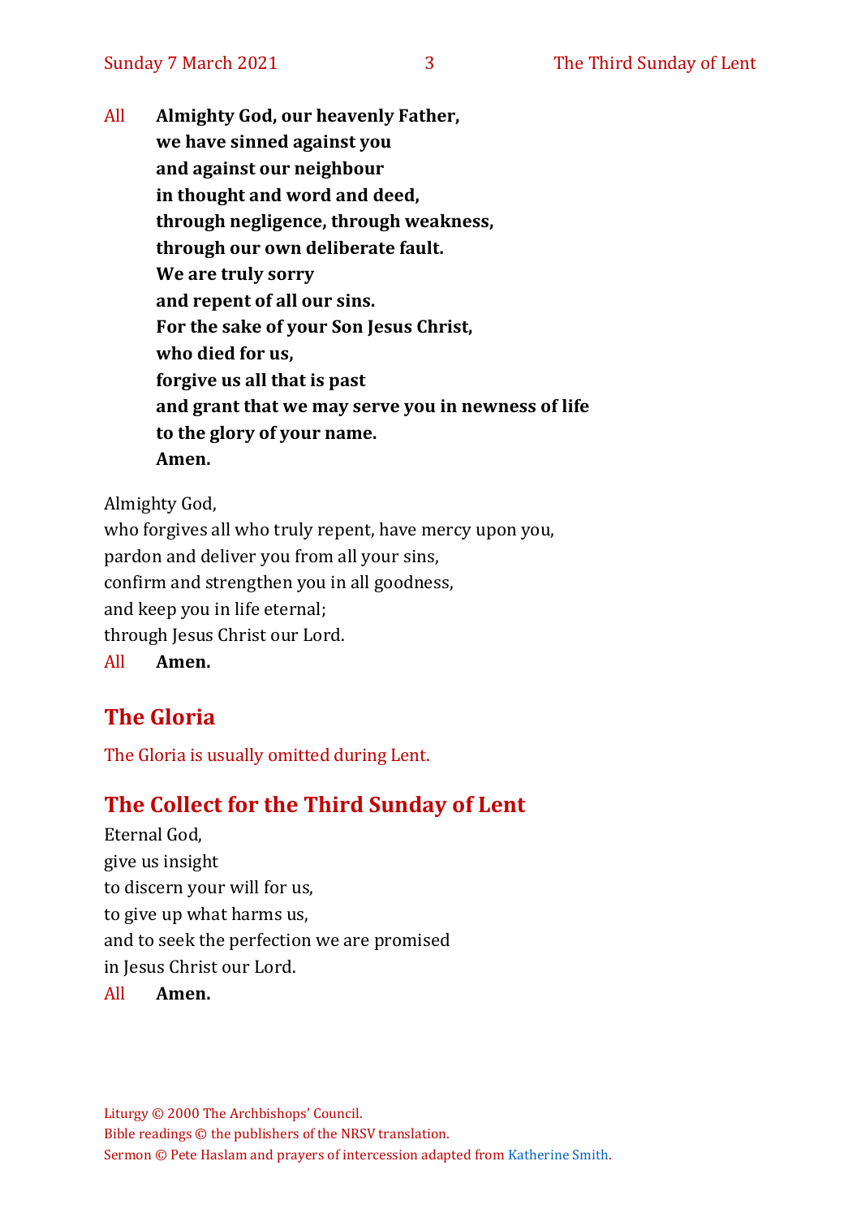All **Almighty God, our heavenly Father,**
**we have sinned against you**
**and against our neighbour**
**in thought and word and deed,**
**through negligence, through weakness,**
**through our own deliberate fault.**
**We are truly sorry**
**and repent of all our sins.**
**For the sake of your Son Jesus Christ,**
**who died for us,**
**forgive us all that is past**
**and grant that we may serve you in newness of life**
**to the glory of your name.**
**Amen.**

Almighty God,
who forgives all who truly repent, have mercy upon you,
pardon and deliver you from all your sins,
confirm and strengthen you in all goodness,
and keep you in life eternal;
through Jesus Christ our Lord.
All **Amen.**

## The Gloria

The Gloria is usually omitted during Lent.

## The Collect for the Third Sunday of Lent

Eternal God,
give us insight
to discern your will for us,
to give up what harms us,
and to seek the perfection we are promised
in Jesus Christ our Lord.
All **Amen.**

Liturgy © 2000 The Archbishops' Council.
Bible readings © the publishers of the NRSV translation.
Sermon © Pete Haslam and prayers of intercession adapted from Katherine Smith.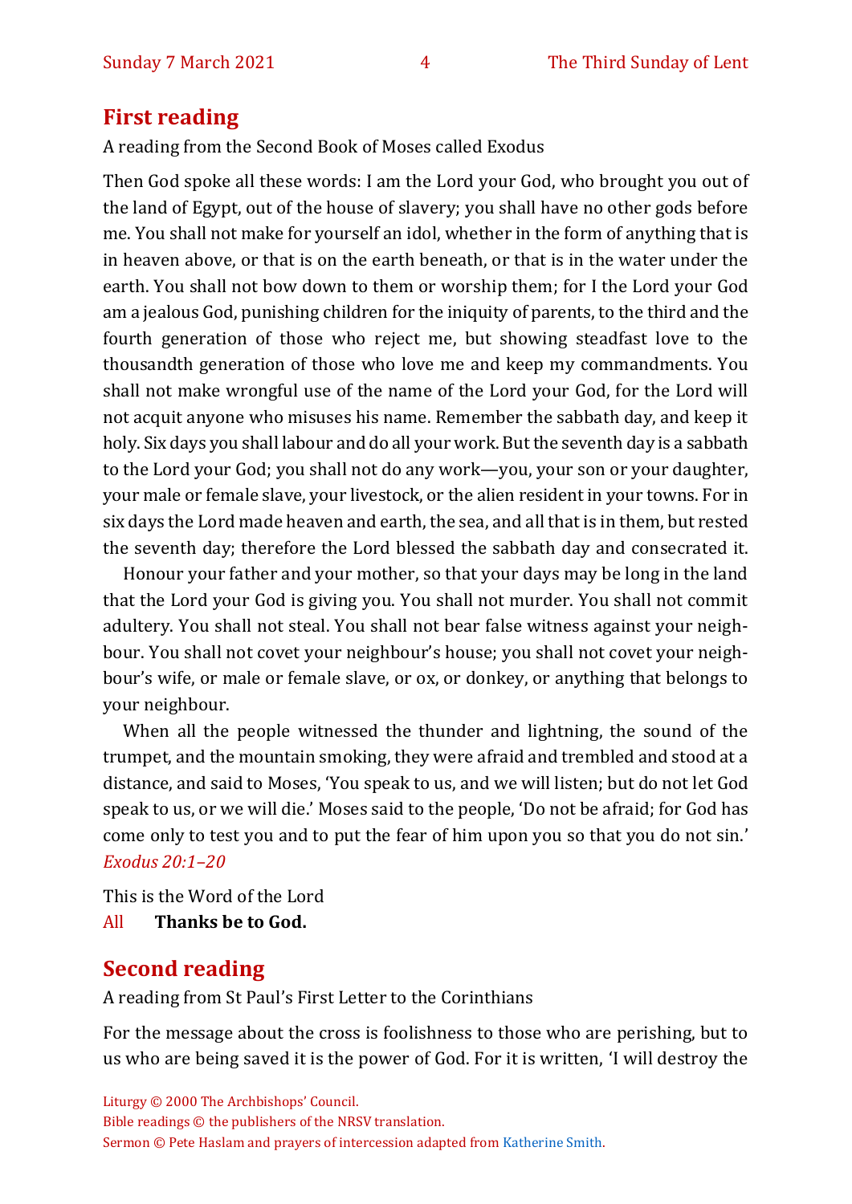## First reading

A reading from the Second Book of Moses called Exodus

Then God spoke all these words: I am the Lord your God, who brought you out of the land of Egypt, out of the house of slavery; you shall have no other gods before me. You shall not make for yourself an idol, whether in the form of anything that is in heaven above, or that is on the earth beneath, or that is in the water under the earth. You shall not bow down to them or worship them; for I the Lord your God am a jealous God, punishing children for the iniquity of parents, to the third and the fourth generation of those who reject me, but showing steadfast love to the thousandth generation of those who love me and keep my commandments. You shall not make wrongful use of the name of the Lord your God, for the Lord will not acquit anyone who misuses his name. Remember the sabbath day, and keep it holy. Six days you shall labour and do all your work. But the seventh day is a sabbath to the Lord your God; you shall not do any work—you, your son or your daughter, your male or female slave, your livestock, or the alien resident in your towns. For in six days the Lord made heaven and earth, the sea, and all that is in them, but rested the seventh day; therefore the Lord blessed the sabbath day and consecrated it.

Honour your father and your mother, so that your days may be long in the land that the Lord your God is giving you. You shall not murder. You shall not commit adultery. You shall not steal. You shall not bear false witness against your neighbour. You shall not covet your neighbour's house; you shall not covet your neighbour's wife, or male or female slave, or ox, or donkey, or anything that belongs to your neighbour.

When all the people witnessed the thunder and lightning, the sound of the trumpet, and the mountain smoking, they were afraid and trembled and stood at a distance, and said to Moses, 'You speak to us, and we will listen; but do not let God speak to us, or we will die.' Moses said to the people, 'Do not be afraid; for God has come only to test you and to put the fear of him upon you so that you do not sin.'
*Exodus 20:1–20*

This is the Word of the Lord
All **Thanks be to God.**

## Second reading

A reading from St Paul's First Letter to the Corinthians

For the message about the cross is foolishness to those who are perishing, but to us who are being saved it is the power of God. For it is written, 'I will destroy the

Liturgy © 2000 The Archbishops' Council.
Bible readings © the publishers of the NRSV translation.
Sermon © Pete Haslam and prayers of intercession adapted from Katherine Smith.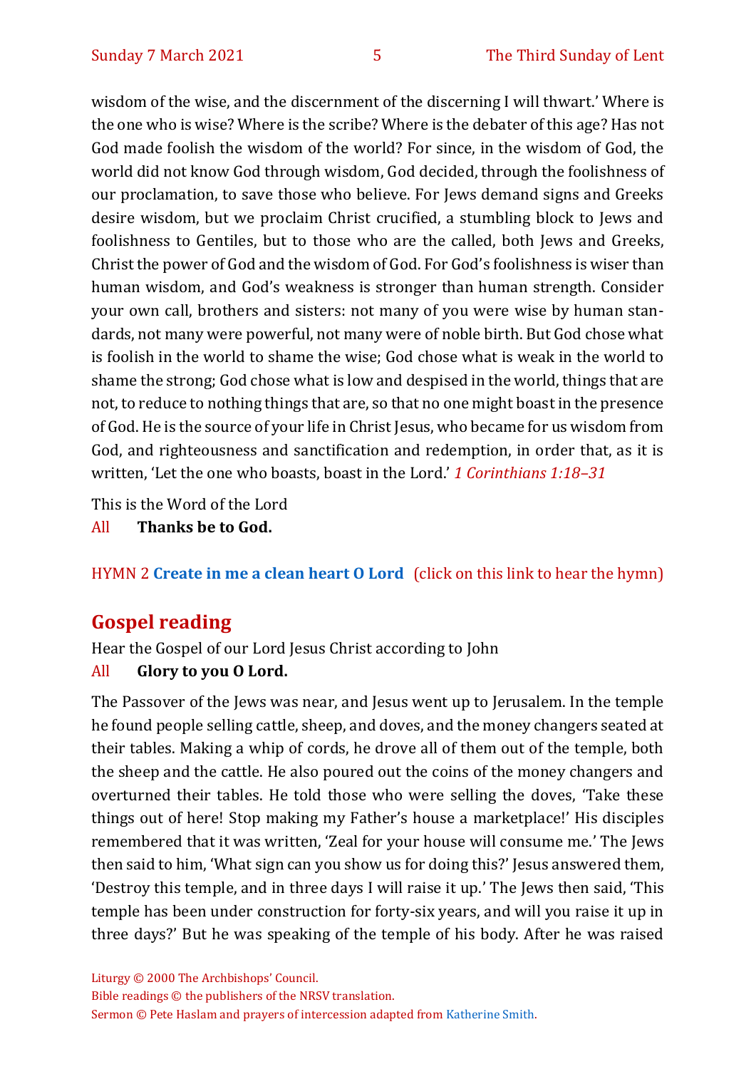wisdom of the wise, and the discernment of the discerning I will thwart.' Where is the one who is wise? Where is the scribe? Where is the debater of this age? Has not God made foolish the wisdom of the world? For since, in the wisdom of God, the world did not know God through wisdom, God decided, through the foolishness of our proclamation, to save those who believe. For Jews demand signs and Greeks desire wisdom, but we proclaim Christ crucified, a stumbling block to Jews and foolishness to Gentiles, but to those who are the called, both Jews and Greeks, Christ the power of God and the wisdom of God. For God's foolishness is wiser than human wisdom, and God's weakness is stronger than human strength. Consider your own call, brothers and sisters: not many of you were wise by human standards, not many were powerful, not many were of noble birth. But God chose what is foolish in the world to shame the wise; God chose what is weak in the world to shame the strong; God chose what is low and despised in the world, things that are not, to reduce to nothing things that are, so that no one might boast in the presence of God. He is the source of your life in Christ Jesus, who became for us wisdom from God, and righteousness and sanctification and redemption, in order that, as it is written, 'Let the one who boasts, boast in the Lord.' *1 Corinthians 1:18–31*

This is the Word of the Lord

All **Thanks be to God.**

HYMN 2 **Create in me a clean heart O Lord** (click on this link to hear the hymn)

## Gospel reading

Hear the Gospel of our Lord Jesus Christ according to John

All **Glory to you O Lord.**

The Passover of the Jews was near, and Jesus went up to Jerusalem. In the temple he found people selling cattle, sheep, and doves, and the money changers seated at their tables. Making a whip of cords, he drove all of them out of the temple, both the sheep and the cattle. He also poured out the coins of the money changers and overturned their tables. He told those who were selling the doves, 'Take these things out of here! Stop making my Father's house a marketplace!' His disciples remembered that it was written, 'Zeal for your house will consume me.' The Jews then said to him, 'What sign can you show us for doing this?' Jesus answered them, 'Destroy this temple, and in three days I will raise it up.' The Jews then said, 'This temple has been under construction for forty-six years, and will you raise it up in three days?' But he was speaking of the temple of his body. After he was raised

Liturgy © 2000 The Archbishops' Council.
Bible readings © the publishers of the NRSV translation.
Sermon © Pete Haslam and prayers of intercession adapted from Katherine Smith.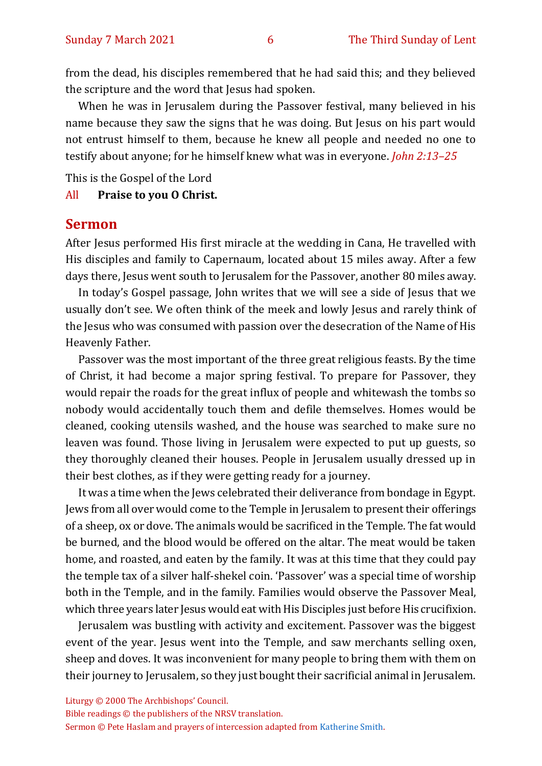from the dead, his disciples remembered that he had said this; and they believed the scripture and the word that Jesus had spoken.

When he was in Jerusalem during the Passover festival, many believed in his name because they saw the signs that he was doing. But Jesus on his part would not entrust himself to them, because he knew all people and needed no one to testify about anyone; for he himself knew what was in everyone. *John 2:13–25*

This is the Gospel of the Lord

All **Praise to you O Christ.**

## Sermon

After Jesus performed His first miracle at the wedding in Cana, He travelled with His disciples and family to Capernaum, located about 15 miles away. After a few days there, Jesus went south to Jerusalem for the Passover, another 80 miles away.

In today's Gospel passage, John writes that we will see a side of Jesus that we usually don't see. We often think of the meek and lowly Jesus and rarely think of the Jesus who was consumed with passion over the desecration of the Name of His Heavenly Father.

Passover was the most important of the three great religious feasts. By the time of Christ, it had become a major spring festival. To prepare for Passover, they would repair the roads for the great influx of people and whitewash the tombs so nobody would accidentally touch them and defile themselves. Homes would be cleaned, cooking utensils washed, and the house was searched to make sure no leaven was found. Those living in Jerusalem were expected to put up guests, so they thoroughly cleaned their houses. People in Jerusalem usually dressed up in their best clothes, as if they were getting ready for a journey.

It was a time when the Jews celebrated their deliverance from bondage in Egypt. Jews from all over would come to the Temple in Jerusalem to present their offerings of a sheep, ox or dove. The animals would be sacrificed in the Temple. The fat would be burned, and the blood would be offered on the altar. The meat would be taken home, and roasted, and eaten by the family. It was at this time that they could pay the temple tax of a silver half-shekel coin. 'Passover' was a special time of worship both in the Temple, and in the family. Families would observe the Passover Meal, which three years later Jesus would eat with His Disciples just before His crucifixion.

Jerusalem was bustling with activity and excitement. Passover was the biggest event of the year. Jesus went into the Temple, and saw merchants selling oxen, sheep and doves. It was inconvenient for many people to bring them with them on their journey to Jerusalem, so they just bought their sacrificial animal in Jerusalem.

Liturgy © 2000 The Archbishops' Council.
Bible readings © the publishers of the NRSV translation.
Sermon © Pete Haslam and prayers of intercession adapted from Katherine Smith.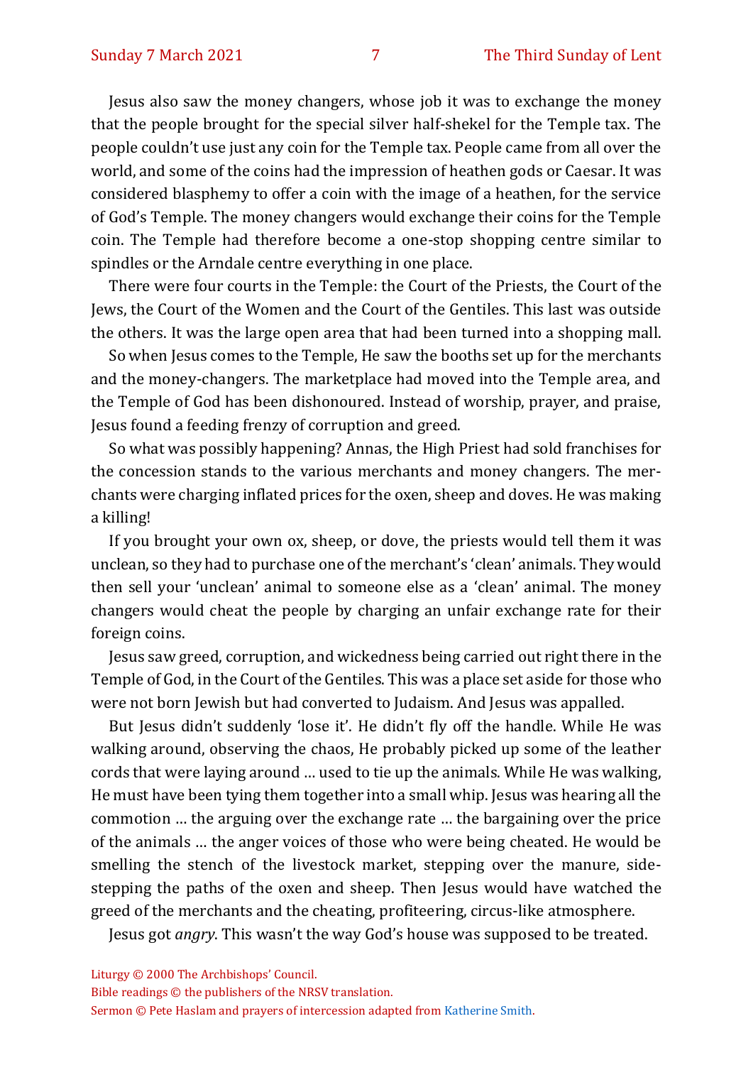Jesus also saw the money changers, whose job it was to exchange the money that the people brought for the special silver half-shekel for the Temple tax. The people couldn't use just any coin for the Temple tax. People came from all over the world, and some of the coins had the impression of heathen gods or Caesar. It was considered blasphemy to offer a coin with the image of a heathen, for the service of God's Temple. The money changers would exchange their coins for the Temple coin. The Temple had therefore become a one-stop shopping centre similar to spindles or the Arndale centre everything in one place.

There were four courts in the Temple: the Court of the Priests, the Court of the Jews, the Court of the Women and the Court of the Gentiles. This last was outside the others. It was the large open area that had been turned into a shopping mall.

So when Jesus comes to the Temple, He saw the booths set up for the merchants and the money-changers. The marketplace had moved into the Temple area, and the Temple of God has been dishonoured. Instead of worship, prayer, and praise, Jesus found a feeding frenzy of corruption and greed.

So what was possibly happening? Annas, the High Priest had sold franchises for the concession stands to the various merchants and money changers. The merchants were charging inflated prices for the oxen, sheep and doves. He was making a killing!

If you brought your own ox, sheep, or dove, the priests would tell them it was unclean, so they had to purchase one of the merchant's 'clean' animals. They would then sell your 'unclean' animal to someone else as a 'clean' animal. The money changers would cheat the people by charging an unfair exchange rate for their foreign coins.

Jesus saw greed, corruption, and wickedness being carried out right there in the Temple of God, in the Court of the Gentiles. This was a place set aside for those who were not born Jewish but had converted to Judaism. And Jesus was appalled.

But Jesus didn't suddenly 'lose it'. He didn't fly off the handle. While He was walking around, observing the chaos, He probably picked up some of the leather cords that were laying around … used to tie up the animals. While He was walking, He must have been tying them together into a small whip. Jesus was hearing all the commotion … the arguing over the exchange rate … the bargaining over the price of the animals … the anger voices of those who were being cheated. He would be smelling the stench of the livestock market, stepping over the manure, side-stepping the paths of the oxen and sheep. Then Jesus would have watched the greed of the merchants and the cheating, profiteering, circus-like atmosphere.

Jesus got *angry*. This wasn't the way God's house was supposed to be treated.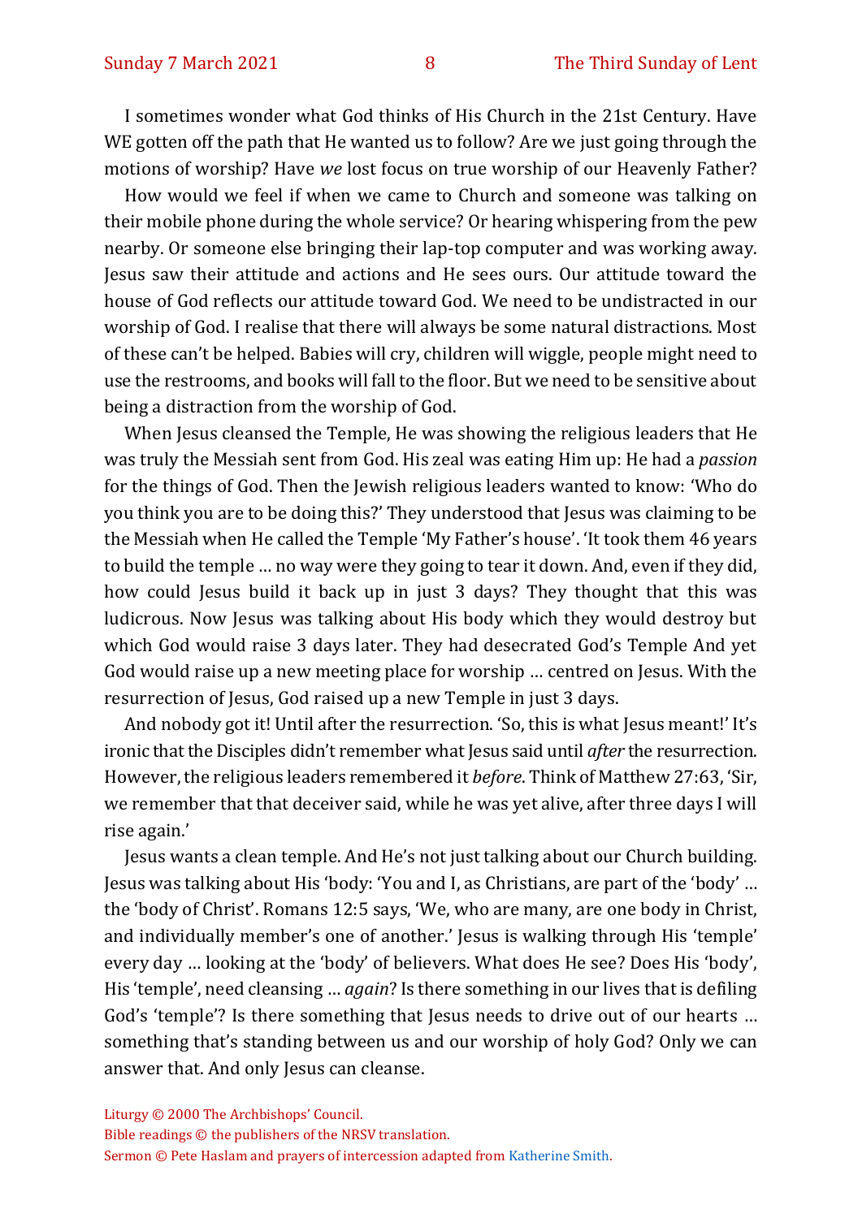I sometimes wonder what God thinks of His Church in the 21st Century. Have WE gotten off the path that He wanted us to follow? Are we just going through the motions of worship? Have *we* lost focus on true worship of our Heavenly Father?

How would we feel if when we came to Church and someone was talking on their mobile phone during the whole service? Or hearing whispering from the pew nearby. Or someone else bringing their lap-top computer and was working away. Jesus saw their attitude and actions and He sees ours. Our attitude toward the house of God reflects our attitude toward God. We need to be undistracted in our worship of God. I realise that there will always be some natural distractions. Most of these can't be helped. Babies will cry, children will wiggle, people might need to use the restrooms, and books will fall to the floor. But we need to be sensitive about being a distraction from the worship of God.

When Jesus cleansed the Temple, He was showing the religious leaders that He was truly the Messiah sent from God. His zeal was eating Him up: He had a *passion* for the things of God. Then the Jewish religious leaders wanted to know: 'Who do you think you are to be doing this?' They understood that Jesus was claiming to be the Messiah when He called the Temple 'My Father's house'. 'It took them 46 years to build the temple … no way were they going to tear it down. And, even if they did, how could Jesus build it back up in just 3 days? They thought that this was ludicrous. Now Jesus was talking about His body which they would destroy but which God would raise 3 days later. They had desecrated God's Temple And yet God would raise up a new meeting place for worship … centred on Jesus. With the resurrection of Jesus, God raised up a new Temple in just 3 days.

And nobody got it! Until after the resurrection. 'So, this is what Jesus meant!' It's ironic that the Disciples didn't remember what Jesus said until *after* the resurrection. However, the religious leaders remembered it *before*. Think of Matthew 27:63, 'Sir, we remember that that deceiver said, while he was yet alive, after three days I will rise again.'

Jesus wants a clean temple. And He's not just talking about our Church building. Jesus was talking about His 'body: 'You and I, as Christians, are part of the 'body' … the 'body of Christ'. Romans 12:5 says, 'We, who are many, are one body in Christ, and individually member's one of another.' Jesus is walking through His 'temple' every day … looking at the 'body' of believers. What does He see? Does His 'body', His 'temple', need cleansing … *again*? Is there something in our lives that is defiling God's 'temple'? Is there something that Jesus needs to drive out of our hearts … something that's standing between us and our worship of holy God? Only we can answer that. And only Jesus can cleanse.

Liturgy © 2000 The Archbishops' Council.
Bible readings © the publishers of the NRSV translation.
Sermon © Pete Haslam and prayers of intercession adapted from Katherine Smith.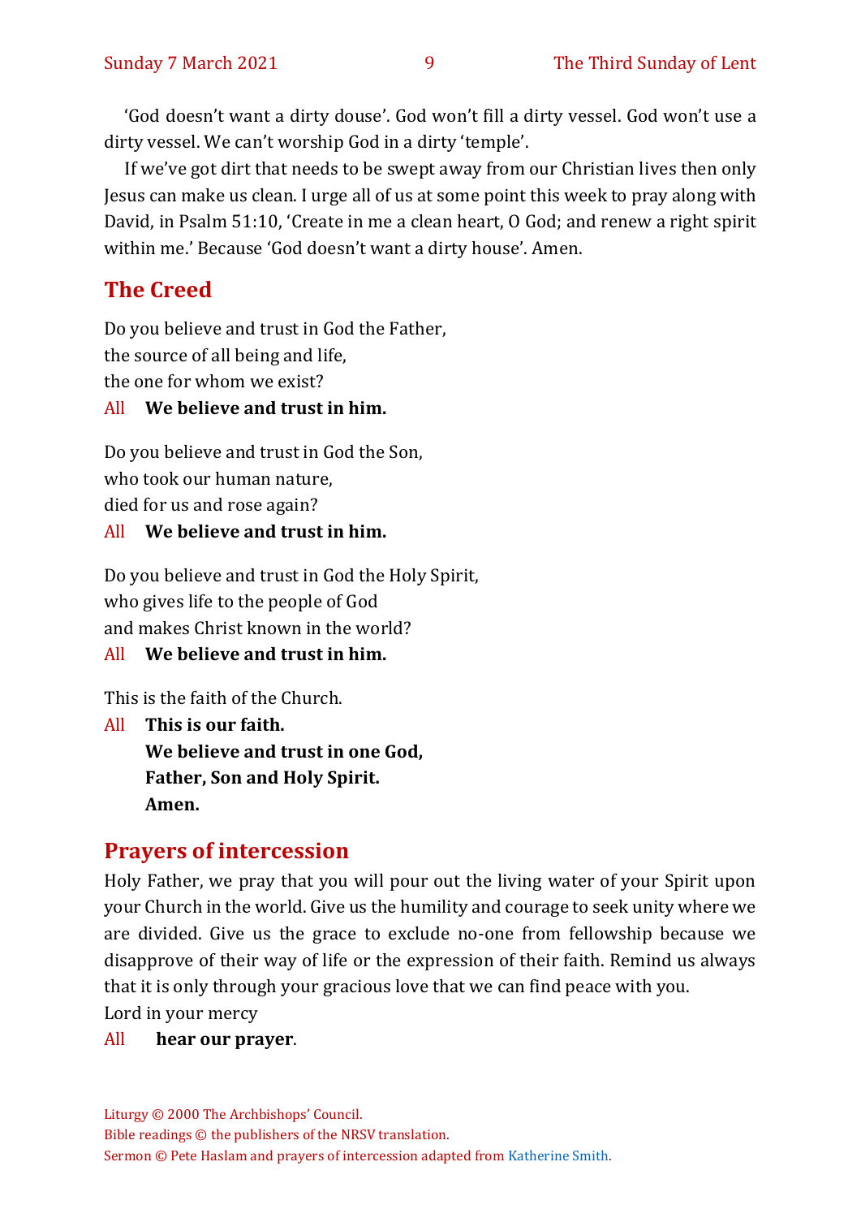'God doesn't want a dirty douse'. God won't fill a dirty vessel. God won't use a dirty vessel. We can't worship God in a dirty 'temple'.

If we've got dirt that needs to be swept away from our Christian lives then only Jesus can make us clean. I urge all of us at some point this week to pray along with David, in Psalm 51:10, 'Create in me a clean heart, O God; and renew a right spirit within me.' Because 'God doesn't want a dirty house'. Amen.

## The Creed

Do you believe and trust in God the Father,
the source of all being and life,
the one for whom we exist?

All **We believe and trust in him.**

Do you believe and trust in God the Son,
who took our human nature,
died for us and rose again?

All **We believe and trust in him.**

Do you believe and trust in God the Holy Spirit,
who gives life to the people of God
and makes Christ known in the world?

All **We believe and trust in him.**

This is the faith of the Church.

All **This is our faith.**
**We believe and trust in one God,**
**Father, Son and Holy Spirit.**
**Amen.**

## Prayers of intercession

Holy Father, we pray that you will pour out the living water of your Spirit upon your Church in the world. Give us the humility and courage to seek unity where we are divided. Give us the grace to exclude no-one from fellowship because we disapprove of their way of life or the expression of their faith. Remind us always that it is only through your gracious love that we can find peace with you.

Lord in your mercy

All **hear our prayer**.

Liturgy © 2000 The Archbishops' Council.
Bible readings © the publishers of the NRSV translation.
Sermon © Pete Haslam and prayers of intercession adapted from Katherine Smith.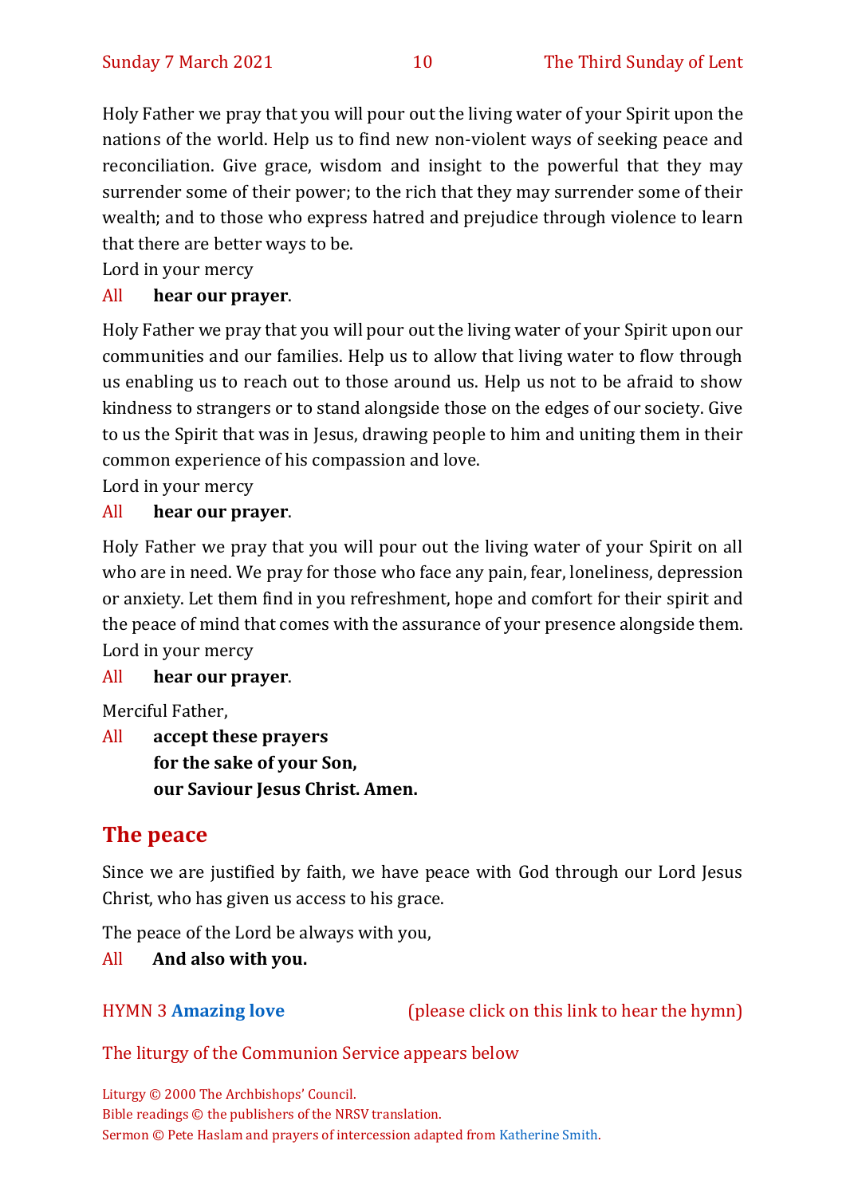Holy Father we pray that you will pour out the living water of your Spirit upon the nations of the world. Help us to find new non-violent ways of seeking peace and reconciliation. Give grace, wisdom and insight to the powerful that they may surrender some of their power; to the rich that they may surrender some of their wealth; and to those who express hatred and prejudice through violence to learn that there are better ways to be.

Lord in your mercy

All **hear our prayer**.

Holy Father we pray that you will pour out the living water of your Spirit upon our communities and our families. Help us to allow that living water to flow through us enabling us to reach out to those around us. Help us not to be afraid to show kindness to strangers or to stand alongside those on the edges of our society. Give to us the Spirit that was in Jesus, drawing people to him and uniting them in their common experience of his compassion and love.

Lord in your mercy

All **hear our prayer**.

Holy Father we pray that you will pour out the living water of your Spirit on all who are in need. We pray for those who face any pain, fear, loneliness, depression or anxiety. Let them find in you refreshment, hope and comfort for their spirit and the peace of mind that comes with the assurance of your presence alongside them.

Lord in your mercy

All **hear our prayer**.

Merciful Father,

All **accept these prayers**
**for the sake of your Son,**
**our Saviour Jesus Christ. Amen.**

## The peace

Since we are justified by faith, we have peace with God through our Lord Jesus Christ, who has given us access to his grace.

The peace of the Lord be always with you,

All **And also with you.**

HYMN 3 **Amazing love** (please click on this link to hear the hymn)

The liturgy of the Communion Service appears below

Liturgy © 2000 The Archbishops' Council.
Bible readings © the publishers of the NRSV translation.
Sermon © Pete Haslam and prayers of intercession adapted from Katherine Smith.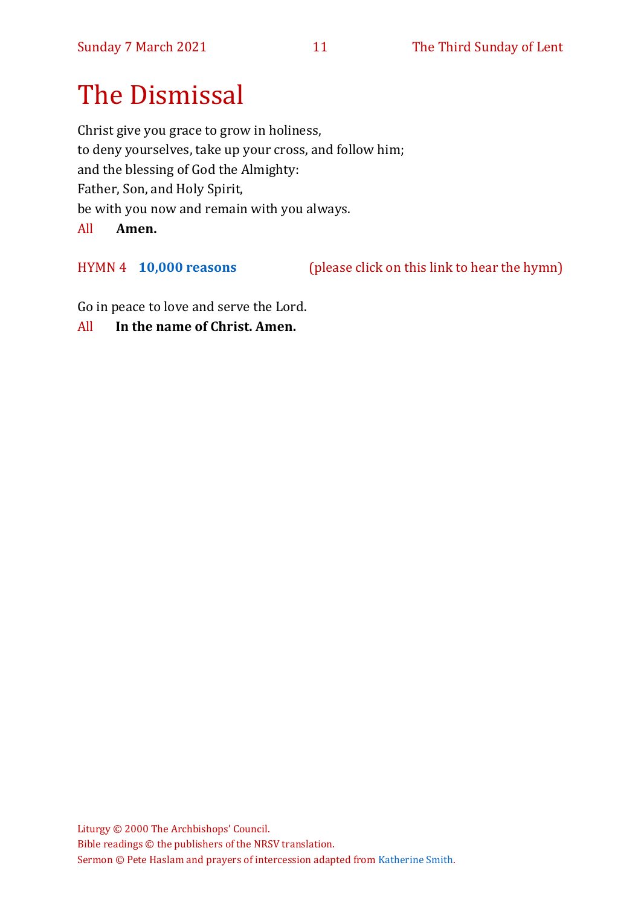# The Dismissal

Christ give you grace to grow in holiness,
to deny yourselves, take up your cross, and follow him;
and the blessing of God the Almighty:
Father, Son, and Holy Spirit,
be with you now and remain with you always.

All **Amen.**

HYMN 4 **10,000 reasons** (please click on this link to hear the hymn)

Go in peace to love and serve the Lord.

All **In the name of Christ. Amen.**

Liturgy © 2000 The Archbishops' Council.
Bible readings © the publishers of the NRSV translation.
Sermon © Pete Haslam and prayers of intercession adapted from Katherine Smith.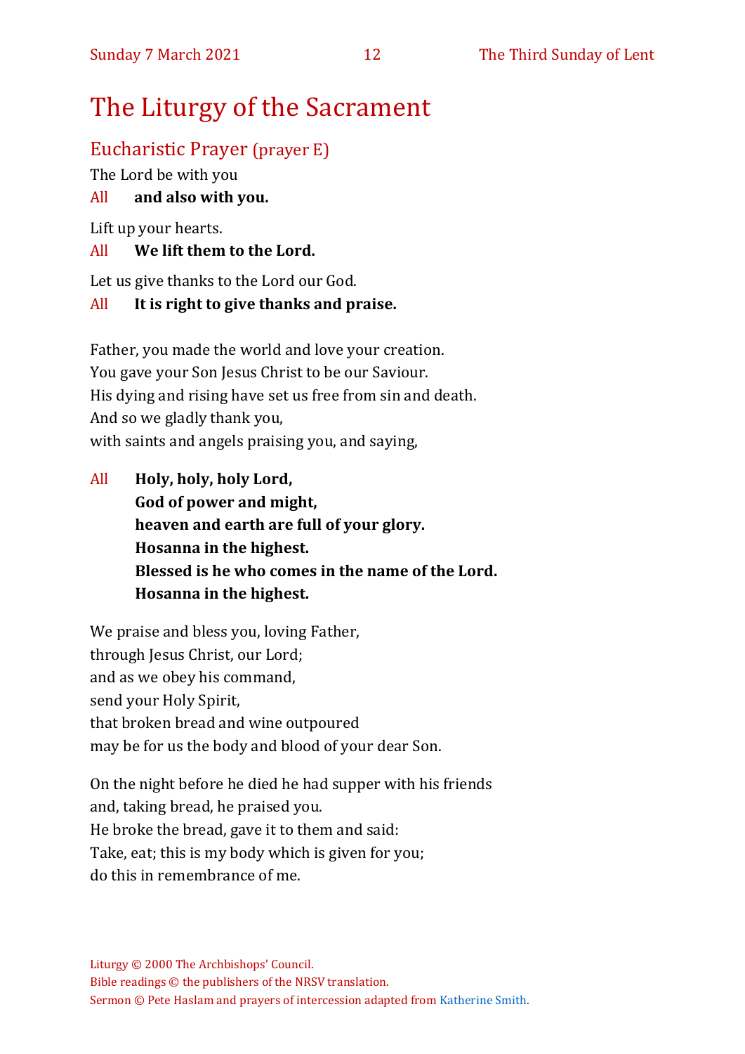# The Liturgy of the Sacrament

## Eucharistic Prayer (prayer E)

The Lord be with you

All **and also with you.**

Lift up your hearts.

All **We lift them to the Lord.**

Let us give thanks to the Lord our God.

All **It is right to give thanks and praise.**

Father, you made the world and love your creation.
You gave your Son Jesus Christ to be our Saviour.
His dying and rising have set us free from sin and death.
And so we gladly thank you,
with saints and angels praising you, and saying,

All **Holy, holy, holy Lord,**
**God of power and might,**
**heaven and earth are full of your glory.**
**Hosanna in the highest.**
**Blessed is he who comes in the name of the Lord.**
**Hosanna in the highest.**

We praise and bless you, loving Father,
through Jesus Christ, our Lord;
and as we obey his command,
send your Holy Spirit,
that broken bread and wine outpoured
may be for us the body and blood of your dear Son.

On the night before he died he had supper with his friends
and, taking bread, he praised you.
He broke the bread, gave it to them and said:
Take, eat; this is my body which is given for you;
do this in remembrance of me.

Liturgy © 2000 The Archbishops' Council.
Bible readings © the publishers of the NRSV translation.
Sermon © Pete Haslam and prayers of intercession adapted from Katherine Smith.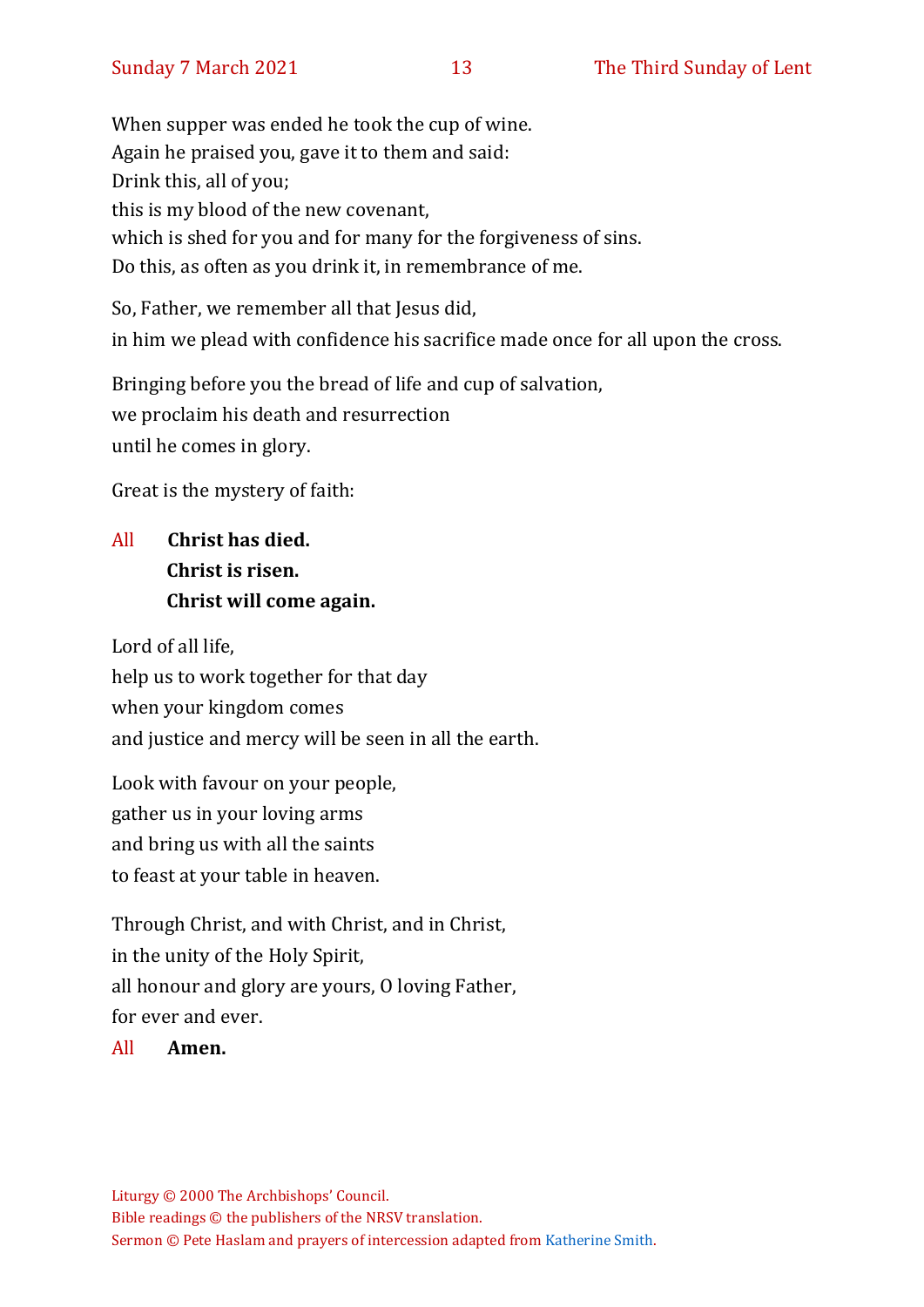When supper was ended he took the cup of wine.
Again he praised you, gave it to them and said:
Drink this, all of you;
this is my blood of the new covenant,
which is shed for you and for many for the forgiveness of sins.
Do this, as often as you drink it, in remembrance of me.

So, Father, we remember all that Jesus did,
in him we plead with confidence his sacrifice made once for all upon the cross.

Bringing before you the bread of life and cup of salvation,
we proclaim his death and resurrection
until he comes in glory.

Great is the mystery of faith:

All **Christ has died.**
**Christ is risen.**
**Christ will come again.**

Lord of all life,
help us to work together for that day
when your kingdom comes
and justice and mercy will be seen in all the earth.

Look with favour on your people,
gather us in your loving arms
and bring us with all the saints
to feast at your table in heaven.

Through Christ, and with Christ, and in Christ,
in the unity of the Holy Spirit,
all honour and glory are yours, O loving Father,
for ever and ever.

All **Amen.**

Liturgy © 2000 The Archbishops' Council.
Bible readings © the publishers of the NRSV translation.
Sermon © Pete Haslam and prayers of intercession adapted from Katherine Smith.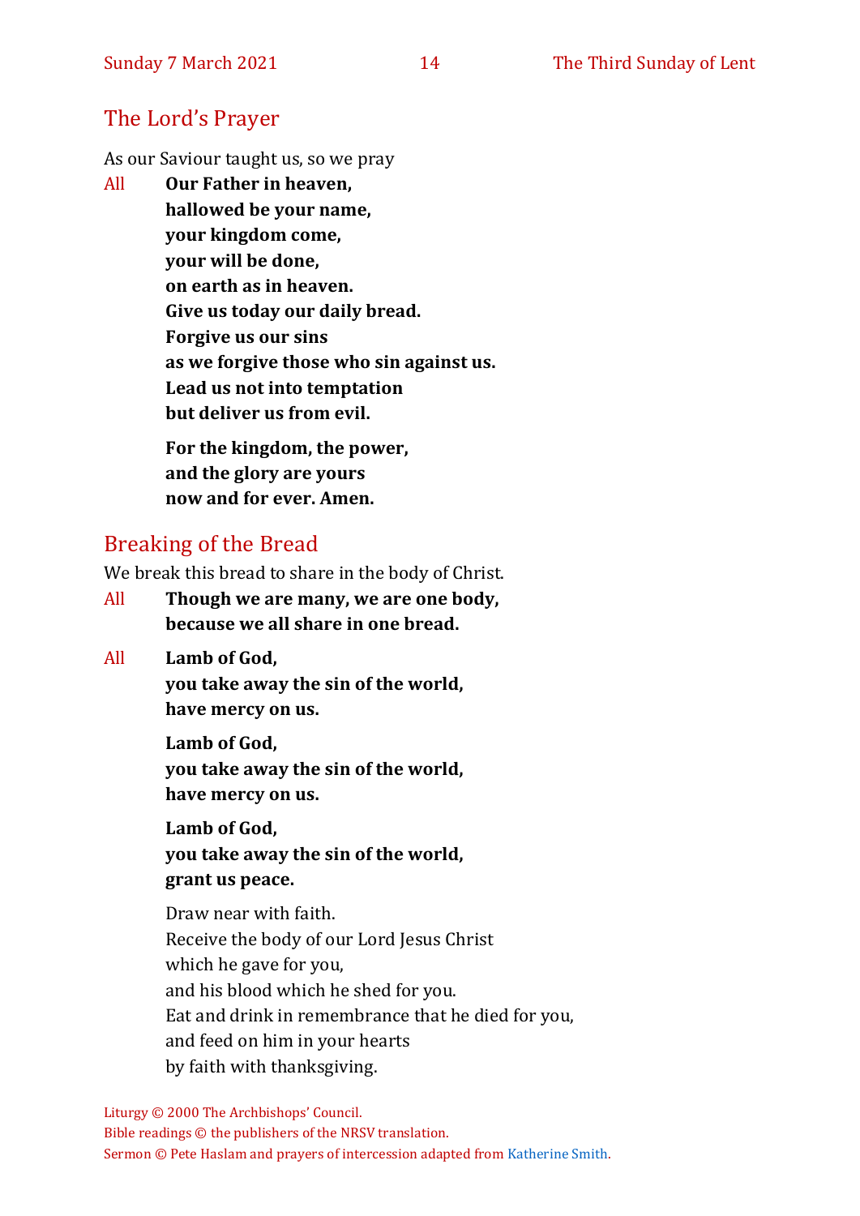## The Lord's Prayer

As our Saviour taught us, so we pray

All **Our Father in heaven,**
**hallowed be your name,**
**your kingdom come,**
**your will be done,**
**on earth as in heaven.**
**Give us today our daily bread.**
**Forgive us our sins**
**as we forgive those who sin against us.**
**Lead us not into temptation**
**but deliver us from evil.**

**For the kingdom, the power,**
**and the glory are yours**
**now and for ever. Amen.**

## Breaking of the Bread

We break this bread to share in the body of Christ.

All **Though we are many, we are one body,**
**because we all share in one bread.**

All **Lamb of God,**
**you take away the sin of the world,**
**have mercy on us.**

**Lamb of God,**
**you take away the sin of the world,**
**have mercy on us.**

**Lamb of God,**
**you take away the sin of the world,**
**grant us peace.**

Draw near with faith.
Receive the body of our Lord Jesus Christ
which he gave for you,
and his blood which he shed for you.
Eat and drink in remembrance that he died for you,
and feed on him in your hearts
by faith with thanksgiving.

Liturgy © 2000 The Archbishops' Council.
Bible readings © the publishers of the NRSV translation.
Sermon © Pete Haslam and prayers of intercession adapted from Katherine Smith.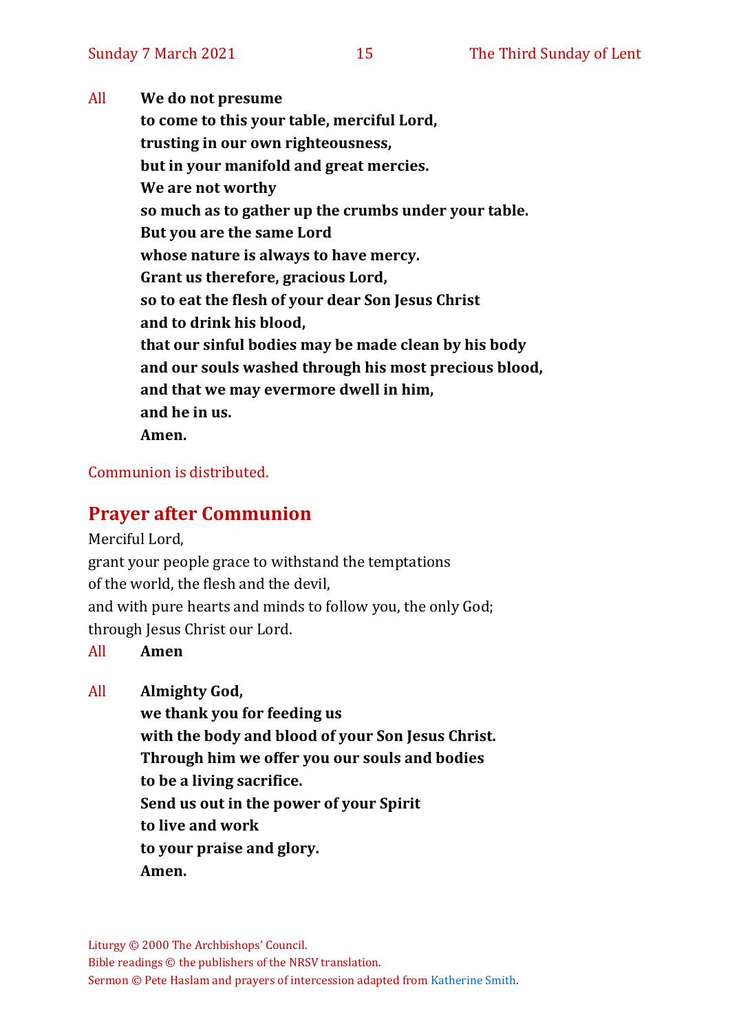All **We do not presume**
**to come to this your table, merciful Lord,**
**trusting in our own righteousness,**
**but in your manifold and great mercies.**
**We are not worthy**
**so much as to gather up the crumbs under your table.**
**But you are the same Lord**
**whose nature is always to have mercy.**
**Grant us therefore, gracious Lord,**
**so to eat the flesh of your dear Son Jesus Christ**
**and to drink his blood,**
**that our sinful bodies may be made clean by his body**
**and our souls washed through his most precious blood,**
**and that we may evermore dwell in him,**
**and he in us.**
**Amen.**

Communion is distributed.

## Prayer after Communion

Merciful Lord,
grant your people grace to withstand the temptations
of the world, the flesh and the devil,
and with pure hearts and minds to follow you, the only God;
through Jesus Christ our Lord.
All **Amen**

All **Almighty God,**
**we thank you for feeding us**
**with the body and blood of your Son Jesus Christ.**
**Through him we offer you our souls and bodies**
**to be a living sacrifice.**
**Send us out in the power of your Spirit**
**to live and work**
**to your praise and glory.**
**Amen.**

Liturgy © 2000 The Archbishops' Council.
Bible readings © the publishers of the NRSV translation.
Sermon © Pete Haslam and prayers of intercession adapted from Katherine Smith.